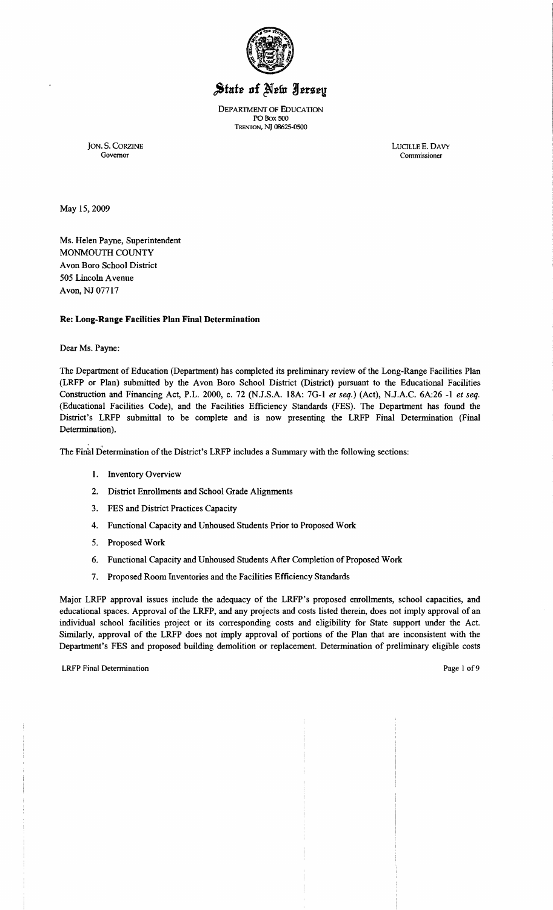# State of New Jersey

DEPARTMENT OF EDUCATION
PO Box 500
TRENTON, NJ 08625-0500

JON. S. CORZINE
Governor

LUCILLE E. DAVY
Commissioner

May 15, 2009

Ms. Helen Payne, Superintendent
MONMOUTH COUNTY
Avon Boro School District
505 Lincoln Avenue
Avon, NJ 07717

**Re: Long-Range Facilities Plan Final Determination**

Dear Ms. Payne:

The Department of Education (Department) has completed its preliminary review of the Long-Range Facilities Plan (LRFP or Plan) submitted by the Avon Boro School District (District) pursuant to the Educational Facilities Construction and Financing Act, P.L. 2000, c. 72 (N.J.S.A. 18A: 7G-1 *et seq.*) (Act), N.J.A.C. 6A:26 -1 *et seq.* (Educational Facilities Code), and the Facilities Efficiency Standards (FES). The Department has found the District's LRFP submittal to be complete and is now presenting the LRFP Final Determination (Final Determination).

The Final Determination of the District's LRFP includes a Summary with the following sections:

1. Inventory Overview
2. District Enrollments and School Grade Alignments
3. FES and District Practices Capacity
4. Functional Capacity and Unhoused Students Prior to Proposed Work
5. Proposed Work
6. Functional Capacity and Unhoused Students After Completion of Proposed Work
7. Proposed Room Inventories and the Facilities Efficiency Standards

Major LRFP approval issues include the adequacy of the LRFP's proposed enrollments, school capacities, and educational spaces. Approval of the LRFP, and any projects and costs listed therein, does not imply approval of an individual school facilities project or its corresponding costs and eligibility for State support under the Act. Similarly, approval of the LRFP does not imply approval of portions of the Plan that are inconsistent with the Department's FES and proposed building demolition or replacement. Determination of preliminary eligible costs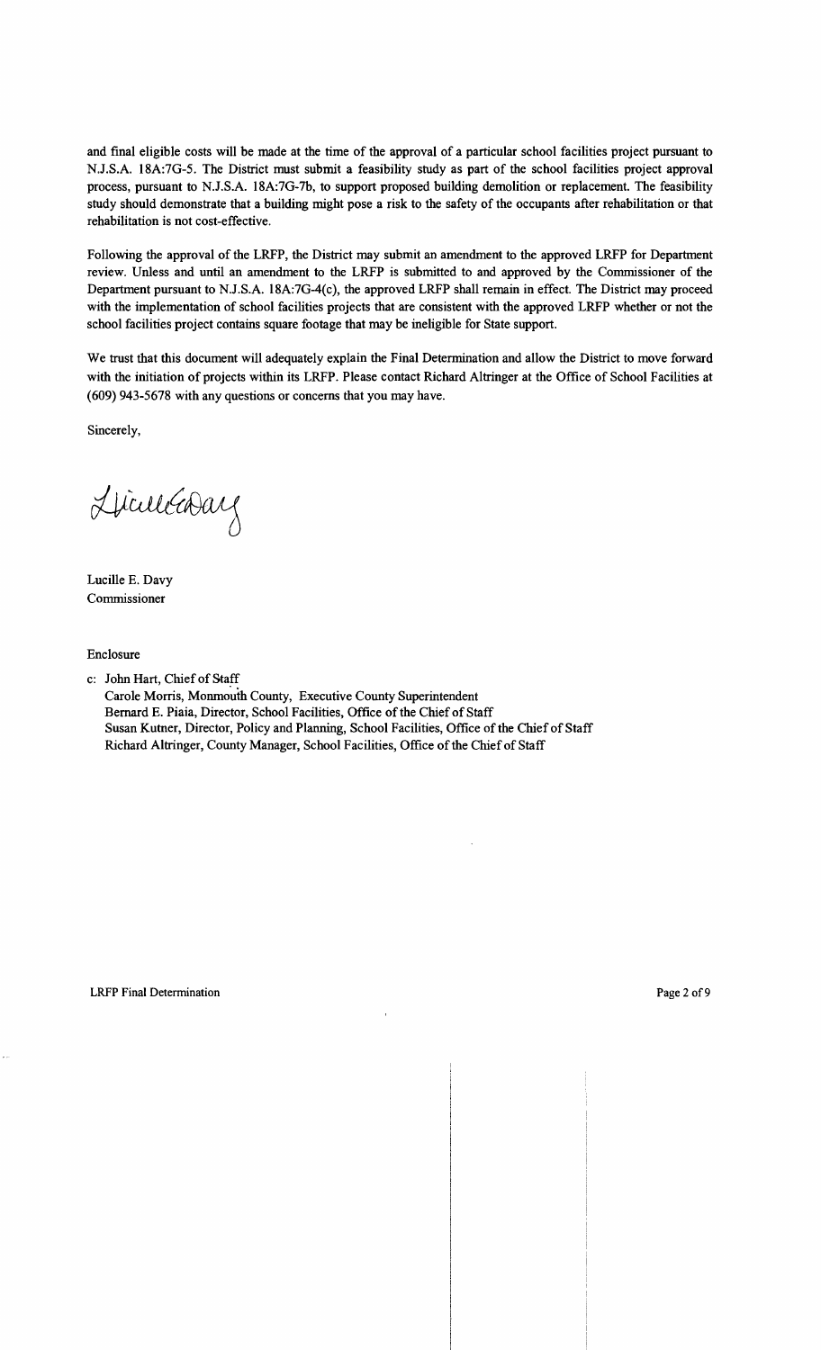and final eligible costs will be made at the time of the approval of a particular school facilities project pursuant to N.J.S.A. 18A:7G-5. The District must submit a feasibility study as part of the school facilities project approval process, pursuant to N.J.S.A. 18A:7G-7b, to support proposed building demolition or replacement. The feasibility study should demonstrate that a building might pose a risk to the safety of the occupants after rehabilitation or that rehabilitation is not cost-effective.

Following the approval of the LRFP, the District may submit an amendment to the approved LRFP for Department review. Unless and until an amendment to the LRFP is submitted to and approved by the Commissioner of the Department pursuant to N.J.S.A. 18A:7G-4(c), the approved LRFP shall remain in effect. The District may proceed with the implementation of school facilities projects that are consistent with the approved LRFP whether or not the school facilities project contains square footage that may be ineligible for State support.

We trust that this document will adequately explain the Final Determination and allow the District to move forward with the initiation of projects within its LRFP. Please contact Richard Altringer at the Office of School Facilities at (609) 943-5678 with any questions or concerns that you may have.

Sincerely,

Lucille E. Davy
Commissioner

Enclosure

c: John Hart, Chief of Staff
Carole Morris, Monmouth County, Executive County Superintendent
Bernard E. Piaia, Director, School Facilities, Office of the Chief of Staff
Susan Kutner, Director, Policy and Planning, School Facilities, Office of the Chief of Staff
Richard Altringer, County Manager, School Facilities, Office of the Chief of Staff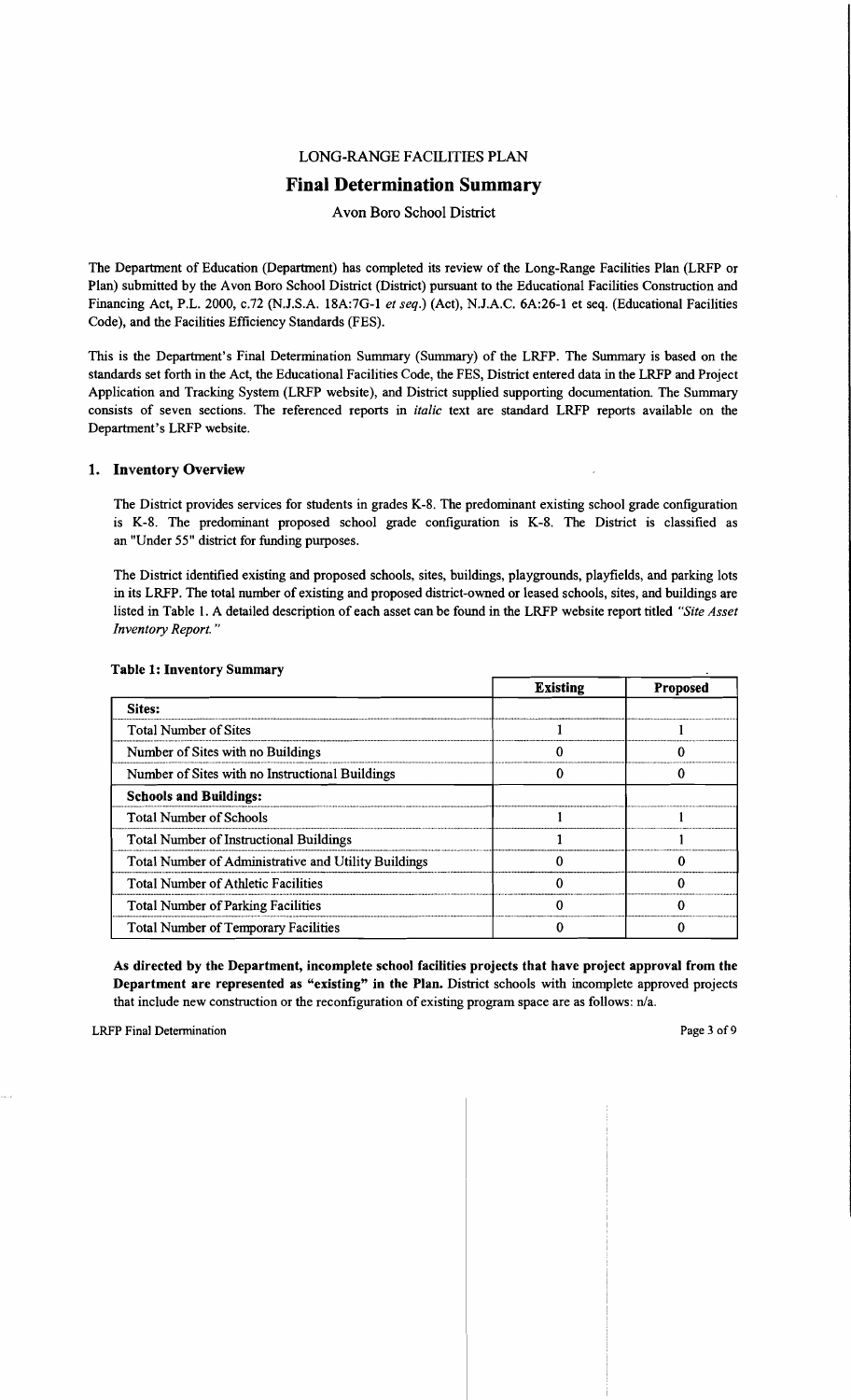LONG-RANGE FACILITIES PLAN

# Final Determination Summary

Avon Boro School District

The Department of Education (Department) has completed its review of the Long-Range Facilities Plan (LRFP or Plan) submitted by the Avon Boro School District (District) pursuant to the Educational Facilities Construction and Financing Act, P.L. 2000, c.72 (N.J.S.A. 18A:7G-1 *et seq.*) (Act), N.J.A.C. 6A:26-1 et seq. (Educational Facilities Code), and the Facilities Efficiency Standards (FES).

This is the Department's Final Determination Summary (Summary) of the LRFP. The Summary is based on the standards set forth in the Act, the Educational Facilities Code, the FES, District entered data in the LRFP and Project Application and Tracking System (LRFP website), and District supplied supporting documentation. The Summary consists of seven sections. The referenced reports in *italic* text are standard LRFP reports available on the Department's LRFP website.

## 1. Inventory Overview

The District provides services for students in grades K-8. The predominant existing school grade configuration is K-8. The predominant proposed school grade configuration is K-8. The District is classified as an "Under 55" district for funding purposes.

The District identified existing and proposed schools, sites, buildings, playgrounds, playfields, and parking lots in its LRFP. The total number of existing and proposed district-owned or leased schools, sites, and buildings are listed in Table 1. A detailed description of each asset can be found in the LRFP website report titled *"Site Asset Inventory Report."*

**Table 1: Inventory Summary**

| | Existing | Proposed |
|---|---|---|
| **Sites:** | | |
| Total Number of Sites | 1 | 1 |
| Number of Sites with no Buildings | 0 | 0 |
| Number of Sites with no Instructional Buildings | 0 | 0 |
| **Schools and Buildings:** | | |
| Total Number of Schools | 1 | 1 |
| Total Number of Instructional Buildings | 1 | 1 |
| Total Number of Administrative and Utility Buildings | 0 | 0 |
| Total Number of Athletic Facilities | 0 | 0 |
| Total Number of Parking Facilities | 0 | 0 |
| Total Number of Temporary Facilities | 0 | 0 |

**As directed by the Department, incomplete school facilities projects that have project approval from the Department are represented as "existing" in the Plan.** District schools with incomplete approved projects that include new construction or the reconfiguration of existing program space are as follows: n/a.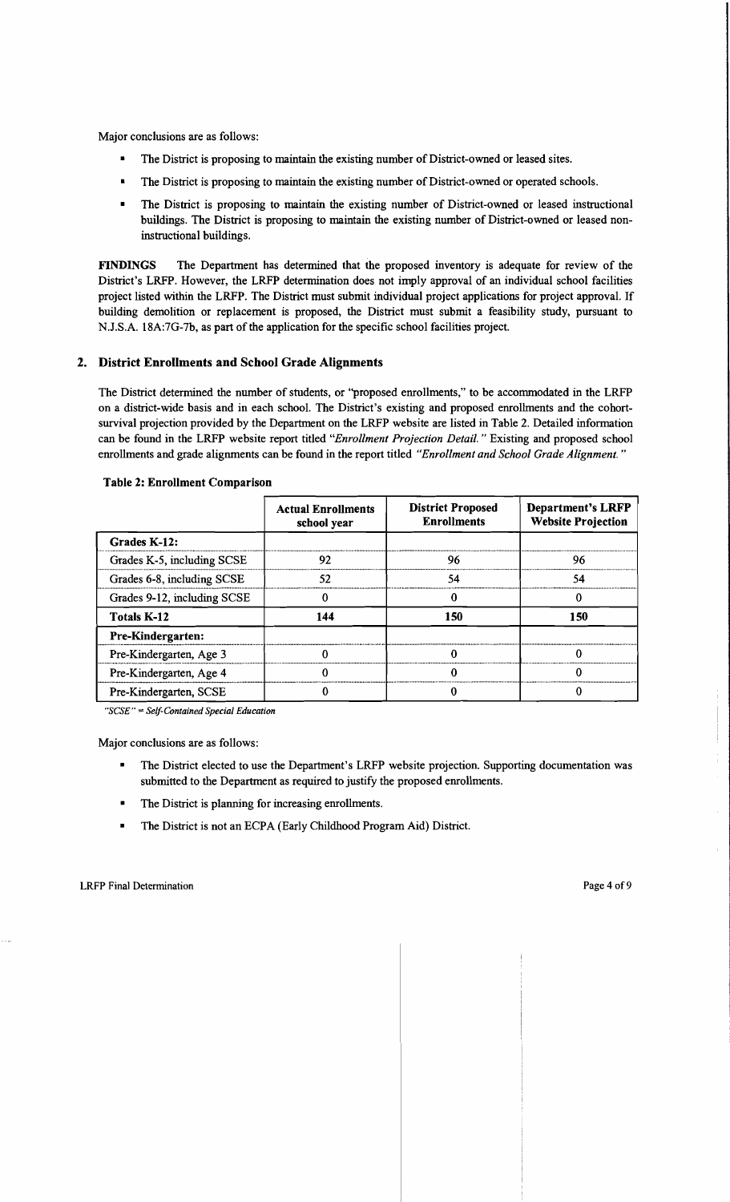Major conclusions are as follows:

- The District is proposing to maintain the existing number of District-owned or leased sites.
- The District is proposing to maintain the existing number of District-owned or operated schools.
- The District is proposing to maintain the existing number of District-owned or leased instructional buildings. The District is proposing to maintain the existing number of District-owned or leased non-instructional buildings.

**FINDINGS** The Department has determined that the proposed inventory is adequate for review of the District's LRFP. However, the LRFP determination does not imply approval of an individual school facilities project listed within the LRFP. The District must submit individual project applications for project approval. If building demolition or replacement is proposed, the District must submit a feasibility study, pursuant to N.J.S.A. 18A:7G-7b, as part of the application for the specific school facilities project.

## 2. District Enrollments and School Grade Alignments

The District determined the number of students, or "proposed enrollments," to be accommodated in the LRFP on a district-wide basis and in each school. The District's existing and proposed enrollments and the cohort-survival projection provided by the Department on the LRFP website are listed in Table 2. Detailed information can be found in the LRFP website report titled *"Enrollment Projection Detail."* Existing and proposed school enrollments and grade alignments can be found in the report titled *"Enrollment and School Grade Alignment."*

**Table 2: Enrollment Comparison**

| | Actual Enrollments school year | District Proposed Enrollments | Department's LRFP Website Projection |
|---|---|---|---|
| **Grades K-12:** | | | |
| Grades K-5, including SCSE | 92 | 96 | 96 |
| Grades 6-8, including SCSE | 52 | 54 | 54 |
| Grades 9-12, including SCSE | 0 | 0 | 0 |
| **Totals K-12** | **144** | **150** | **150** |
| **Pre-Kindergarten:** | | | |
| Pre-Kindergarten, Age 3 | 0 | 0 | 0 |
| Pre-Kindergarten, Age 4 | 0 | 0 | 0 |
| Pre-Kindergarten, SCSE | 0 | 0 | 0 |

*"SCSE" = Self-Contained Special Education*

Major conclusions are as follows:

- The District elected to use the Department's LRFP website projection. Supporting documentation was submitted to the Department as required to justify the proposed enrollments.
- The District is planning for increasing enrollments.
- The District is not an ECPA (Early Childhood Program Aid) District.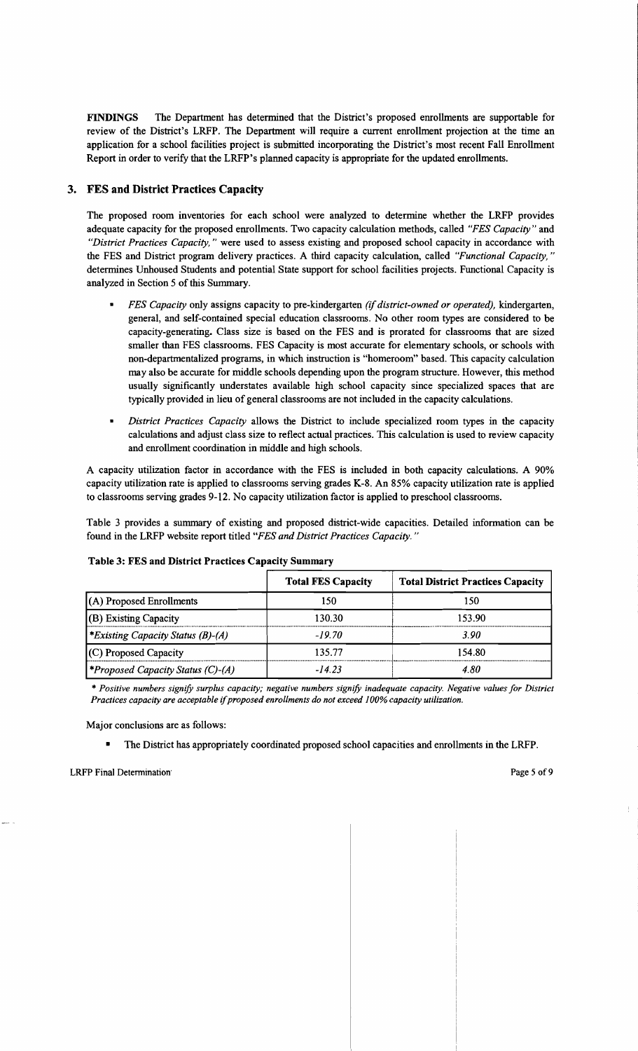**FINDINGS** The Department has determined that the District's proposed enrollments are supportable for review of the District's LRFP. The Department will require a current enrollment projection at the time an application for a school facilities project is submitted incorporating the District's most recent Fall Enrollment Report in order to verify that the LRFP's planned capacity is appropriate for the updated enrollments.

## 3. FES and District Practices Capacity

The proposed room inventories for each school were analyzed to determine whether the LRFP provides adequate capacity for the proposed enrollments. Two capacity calculation methods, called *"FES Capacity"* and *"District Practices Capacity,"* were used to assess existing and proposed school capacity in accordance with the FES and District program delivery practices. A third capacity calculation, called *"Functional Capacity,"* determines Unhoused Students and potential State support for school facilities projects. Functional Capacity is analyzed in Section 5 of this Summary.

- *FES Capacity* only assigns capacity to pre-kindergarten *(if district-owned or operated)*, kindergarten, general, and self-contained special education classrooms. No other room types are considered to be capacity-generating. Class size is based on the FES and is prorated for classrooms that are sized smaller than FES classrooms. FES Capacity is most accurate for elementary schools, or schools with non-departmentalized programs, in which instruction is "homeroom" based. This capacity calculation may also be accurate for middle schools depending upon the program structure. However, this method usually significantly understates available high school capacity since specialized spaces that are typically provided in lieu of general classrooms are not included in the capacity calculations.
- *District Practices Capacity* allows the District to include specialized room types in the capacity calculations and adjust class size to reflect actual practices. This calculation is used to review capacity and enrollment coordination in middle and high schools.

A capacity utilization factor in accordance with the FES is included in both capacity calculations. A 90% capacity utilization rate is applied to classrooms serving grades K-8. An 85% capacity utilization rate is applied to classrooms serving grades 9-12. No capacity utilization factor is applied to preschool classrooms.

Table 3 provides a summary of existing and proposed district-wide capacities. Detailed information can be found in the LRFP website report titled *"FES and District Practices Capacity."*

**Table 3: FES and District Practices Capacity Summary**

| | Total FES Capacity | Total District Practices Capacity |
|---|---|---|
| (A) Proposed Enrollments | 150 | 150 |
| (B) Existing Capacity | 130.30 | 153.90 |
| *\*Existing Capacity Status (B)-(A)* | *-19.70* | *3.90* |
| (C) Proposed Capacity | 135.77 | 154.80 |
| *\*Proposed Capacity Status (C)-(A)* | *-14.23* | *4.80* |

*\* Positive numbers signify surplus capacity; negative numbers signify inadequate capacity. Negative values for District Practices capacity are acceptable if proposed enrollments do not exceed 100% capacity utilization.*

Major conclusions are as follows:

- The District has appropriately coordinated proposed school capacities and enrollments in the LRFP.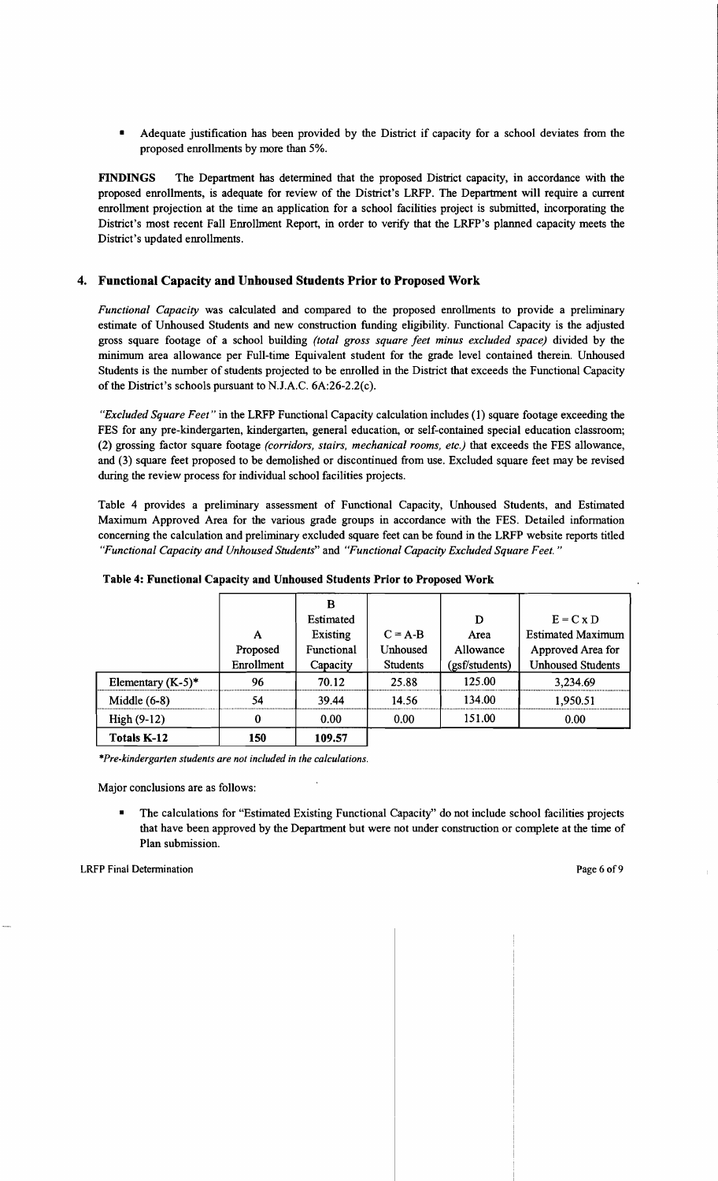- Adequate justification has been provided by the District if capacity for a school deviates from the proposed enrollments by more than 5%.

**FINDINGS** The Department has determined that the proposed District capacity, in accordance with the proposed enrollments, is adequate for review of the District's LRFP. The Department will require a current enrollment projection at the time an application for a school facilities project is submitted, incorporating the District's most recent Fall Enrollment Report, in order to verify that the LRFP's planned capacity meets the District's updated enrollments.

## 4. Functional Capacity and Unhoused Students Prior to Proposed Work

*Functional Capacity* was calculated and compared to the proposed enrollments to provide a preliminary estimate of Unhoused Students and new construction funding eligibility. Functional Capacity is the adjusted gross square footage of a school building *(total gross square feet minus excluded space)* divided by the minimum area allowance per Full-time Equivalent student for the grade level contained therein. Unhoused Students is the number of students projected to be enrolled in the District that exceeds the Functional Capacity of the District's schools pursuant to N.J.A.C. 6A:26-2.2(c).

*"Excluded Square Feet"* in the LRFP Functional Capacity calculation includes (1) square footage exceeding the FES for any pre-kindergarten, kindergarten, general education, or self-contained special education classroom; (2) grossing factor square footage *(corridors, stairs, mechanical rooms, etc.)* that exceeds the FES allowance, and (3) square feet proposed to be demolished or discontinued from use. Excluded square feet may be revised during the review process for individual school facilities projects.

Table 4 provides a preliminary assessment of Functional Capacity, Unhoused Students, and Estimated Maximum Approved Area for the various grade groups in accordance with the FES. Detailed information concerning the calculation and preliminary excluded square feet can be found in the LRFP website reports titled *"Functional Capacity and Unhoused Students"* and *"Functional Capacity Excluded Square Feet."*

**Table 4: Functional Capacity and Unhoused Students Prior to Proposed Work**

| | A Proposed Enrollment | B Estimated Existing Functional Capacity | C = A-B Unhoused Students | D Area Allowance (gsf/students) | E = C x D Estimated Maximum Approved Area for Unhoused Students |
|---|---|---|---|---|---|
| Elementary (K-5)* | 96 | 70.12 | 25.88 | 125.00 | 3,234.69 |
| Middle (6-8) | 54 | 39.44 | 14.56 | 134.00 | 1,950.51 |
| High (9-12) | 0 | 0.00 | 0.00 | 151.00 | 0.00 |
| **Totals K-12** | 150 | 109.57 | | | |

*\*Pre-kindergarten students are not included in the calculations.*

Major conclusions are as follows:

- The calculations for "Estimated Existing Functional Capacity" do not include school facilities projects that have been approved by the Department but were not under construction or complete at the time of Plan submission.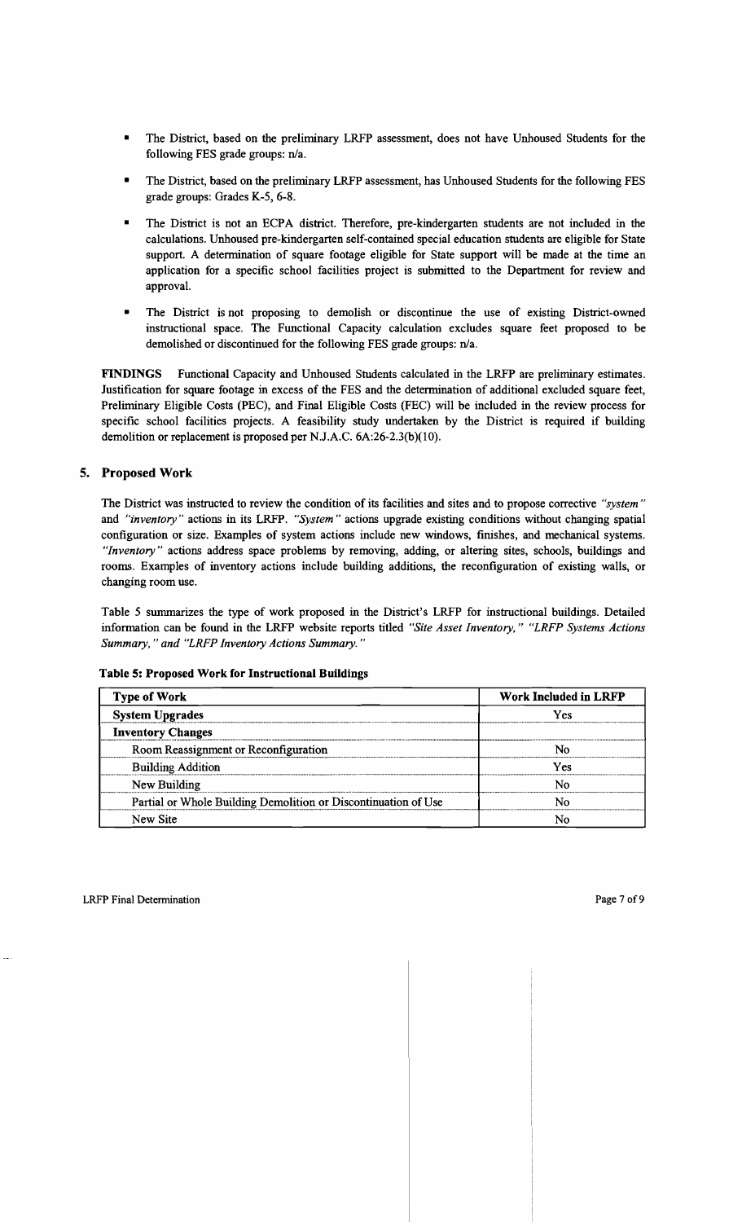- The District, based on the preliminary LRFP assessment, does not have Unhoused Students for the following FES grade groups: n/a.
- The District, based on the preliminary LRFP assessment, has Unhoused Students for the following FES grade groups: Grades K-5, 6-8.
- The District is not an ECPA district. Therefore, pre-kindergarten students are not included in the calculations. Unhoused pre-kindergarten self-contained special education students are eligible for State support. A determination of square footage eligible for State support will be made at the time an application for a specific school facilities project is submitted to the Department for review and approval.
- The District is not proposing to demolish or discontinue the use of existing District-owned instructional space. The Functional Capacity calculation excludes square feet proposed to be demolished or discontinued for the following FES grade groups: n/a.

**FINDINGS** Functional Capacity and Unhoused Students calculated in the LRFP are preliminary estimates. Justification for square footage in excess of the FES and the determination of additional excluded square feet, Preliminary Eligible Costs (PEC), and Final Eligible Costs (FEC) will be included in the review process for specific school facilities projects. A feasibility study undertaken by the District is required if building demolition or replacement is proposed per N.J.A.C. 6A:26-2.3(b)(10).

## 5. Proposed Work

The District was instructed to review the condition of its facilities and sites and to propose corrective *"system"* and *"inventory"* actions in its LRFP. *"System"* actions upgrade existing conditions without changing spatial configuration or size. Examples of system actions include new windows, finishes, and mechanical systems. *"Inventory"* actions address space problems by removing, adding, or altering sites, schools, buildings and rooms. Examples of inventory actions include building additions, the reconfiguration of existing walls, or changing room use.

Table 5 summarizes the type of work proposed in the District's LRFP for instructional buildings. Detailed information can be found in the LRFP website reports titled *"Site Asset Inventory," "LRFP Systems Actions Summary," and "LRFP Inventory Actions Summary."*

**Table 5: Proposed Work for Instructional Buildings**

| Type of Work | Work Included in LRFP |
|---|---|
| **System Upgrades** | Yes |
| **Inventory Changes** | |
| Room Reassignment or Reconfiguration | No |
| Building Addition | Yes |
| New Building | No |
| Partial or Whole Building Demolition or Discontinuation of Use | No |
| New Site | No |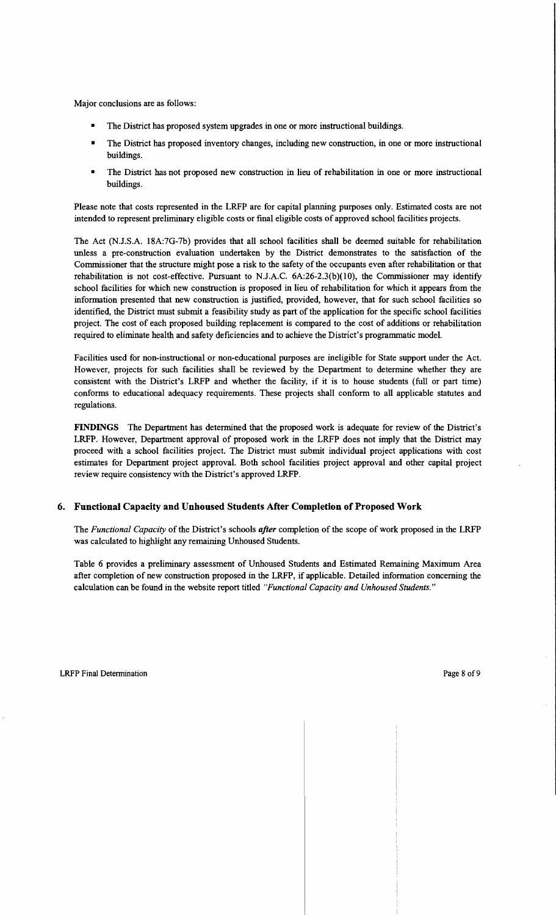Major conclusions are as follows:

- The District has proposed system upgrades in one or more instructional buildings.
- The District has proposed inventory changes, including new construction, in one or more instructional buildings.
- The District has not proposed new construction in lieu of rehabilitation in one or more instructional buildings.

Please note that costs represented in the LRFP are for capital planning purposes only. Estimated costs are not intended to represent preliminary eligible costs or final eligible costs of approved school facilities projects.

The Act (N.J.S.A. 18A:7G-7b) provides that all school facilities shall be deemed suitable for rehabilitation unless a pre-construction evaluation undertaken by the District demonstrates to the satisfaction of the Commissioner that the structure might pose a risk to the safety of the occupants even after rehabilitation or that rehabilitation is not cost-effective. Pursuant to N.J.A.C. 6A:26-2.3(b)(10), the Commissioner may identify school facilities for which new construction is proposed in lieu of rehabilitation for which it appears from the information presented that new construction is justified, provided, however, that for such school facilities so identified, the District must submit a feasibility study as part of the application for the specific school facilities project. The cost of each proposed building replacement is compared to the cost of additions or rehabilitation required to eliminate health and safety deficiencies and to achieve the District's programmatic model.

Facilities used for non-instructional or non-educational purposes are ineligible for State support under the Act. However, projects for such facilities shall be reviewed by the Department to determine whether they are consistent with the District's LRFP and whether the facility, if it is to house students (full or part time) conforms to educational adequacy requirements. These projects shall conform to all applicable statutes and regulations.

**FINDINGS** The Department has determined that the proposed work is adequate for review of the District's LRFP. However, Department approval of proposed work in the LRFP does not imply that the District may proceed with a school facilities project. The District must submit individual project applications with cost estimates for Department project approval. Both school facilities project approval and other capital project review require consistency with the District's approved LRFP.

### 6. Functional Capacity and Unhoused Students After Completion of Proposed Work

The *Functional Capacity* of the District's schools ***after*** completion of the scope of work proposed in the LRFP was calculated to highlight any remaining Unhoused Students.

Table 6 provides a preliminary assessment of Unhoused Students and Estimated Remaining Maximum Area after completion of new construction proposed in the LRFP, if applicable. Detailed information concerning the calculation can be found in the website report titled *"Functional Capacity and Unhoused Students."*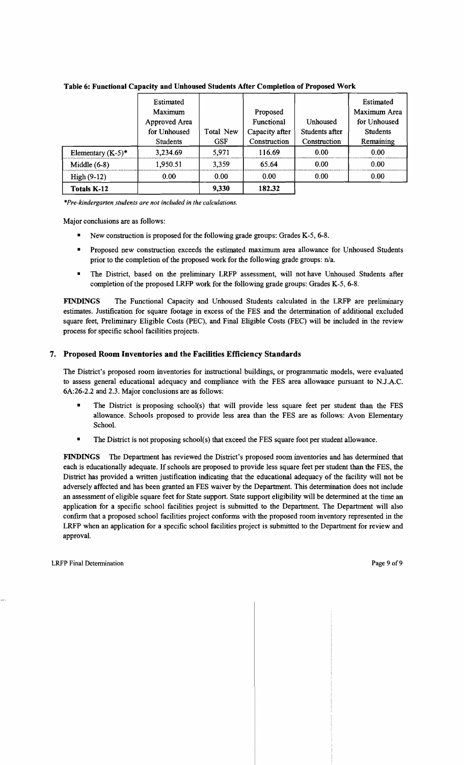**Table 6: Functional Capacity and Unhoused Students After Completion of Proposed Work**

| | Estimated Maximum Approved Area for Unhoused Students | Total New GSF | Proposed Functional Capacity after Construction | Unhoused Students after Construction | Estimated Maximum Area for Unhoused Students Remaining |
|---|---|---|---|---|---|
| Elementary (K-5)* | 3,234.69 | 5,971 | 116.69 | 0.00 | 0.00 |
| Middle (6-8) | 1,950.51 | 3,359 | 65.64 | 0.00 | 0.00 |
| High (9-12) | 0.00 | 0.00 | 0.00 | 0.00 | 0.00 |
| **Totals K-12** | | 9,330 | 182.32 | | |

*Pre-kindergarten students are not included in the calculations.*

Major conclusions are as follows:

- New construction is proposed for the following grade groups: Grades K-5, 6-8.
- Proposed new construction exceeds the estimated maximum area allowance for Unhoused Students prior to the completion of the proposed work for the following grade groups: n/a.
- The District, based on the preliminary LRFP assessment, will not have Unhoused Students after completion of the proposed LRFP work for the following grade groups: Grades K-5, 6-8.

**FINDINGS** The Functional Capacity and Unhoused Students calculated in the LRFP are preliminary estimates. Justification for square footage in excess of the FES and the determination of additional excluded square feet, Preliminary Eligible Costs (PEC), and Final Eligible Costs (FEC) will be included in the review process for specific school facilities projects.

## 7. Proposed Room Inventories and the Facilities Efficiency Standards

The District's proposed room inventories for instructional buildings, or programmatic models, were evaluated to assess general educational adequacy and compliance with the FES area allowance pursuant to N.J.A.C. 6A:26-2.2 and 2.3. Major conclusions are as follows:

- The District is proposing school(s) that will provide less square feet per student than the FES allowance. Schools proposed to provide less area than the FES are as follows: Avon Elementary School.
- The District is not proposing school(s) that exceed the FES square foot per student allowance.

**FINDINGS** The Department has reviewed the District's proposed room inventories and has determined that each is educationally adequate. If schools are proposed to provide less square feet per student than the FES, the District has provided a written justification indicating that the educational adequacy of the facility will not be adversely affected and has been granted an FES waiver by the Department. This determination does not include an assessment of eligible square feet for State support. State support eligibility will be determined at the time an application for a specific school facilities project is submitted to the Department. The Department will also confirm that a proposed school facilities project conforms with the proposed room inventory represented in the LRFP when an application for a specific school facilities project is submitted to the Department for review and approval.

LRFP Final Determination